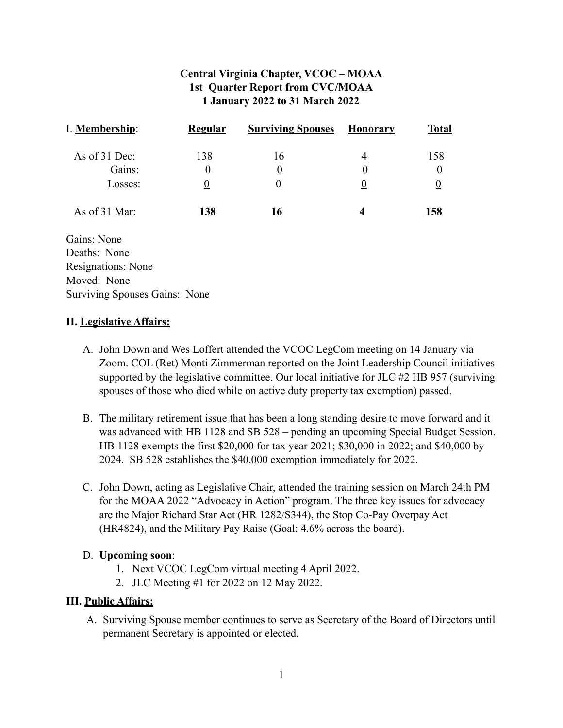**Central Virginia Chapter, VCOC – MOAA**
**1st Quarter Report from CVC/MOAA**
**1 January 2022 to 31 March 2022**

| I. **Membership**: | **Regular** | **Surviving Spouses** | **Honorary** | **Total** |
|---|---|---|---|---|
| As of 31 Dec: | 138 | 16 | 4 | 158 |
| Gains: | 0 | 0 | 0 | 0 |
| Losses: | 0 | 0 | 0 | 0 |
| As of 31 Mar: | **138** | **16** | **4** | **158** |

Gains: None
Deaths: None
Resignations: None
Moved: None
Surviving Spouses Gains: None

## II. Legislative Affairs:

A. John Down and Wes Loffert attended the VCOC LegCom meeting on 14 January via Zoom. COL (Ret) Monti Zimmerman reported on the Joint Leadership Council initiatives supported by the legislative committee. Our local initiative for JLC #2 HB 957 (surviving spouses of those who died while on active duty property tax exemption) passed.

B. The military retirement issue that has been a long standing desire to move forward and it was advanced with HB 1128 and SB 528 – pending an upcoming Special Budget Session. HB 1128 exempts the first $20,000 for tax year 2021; $30,000 in 2022; and $40,000 by 2024. SB 528 establishes the $40,000 exemption immediately for 2022.

C. John Down, acting as Legislative Chair, attended the training session on March 24th PM for the MOAA 2022 "Advocacy in Action" program. The three key issues for advocacy are the Major Richard Star Act (HR 1282/S344), the Stop Co-Pay Overpay Act (HR4824), and the Military Pay Raise (Goal: 4.6% across the board).

D. **Upcoming soon**:
   1. Next VCOC LegCom virtual meeting 4 April 2022.
   2. JLC Meeting #1 for 2022 on 12 May 2022.

## III. Public Affairs:

A. Surviving Spouse member continues to serve as Secretary of the Board of Directors until permanent Secretary is appointed or elected.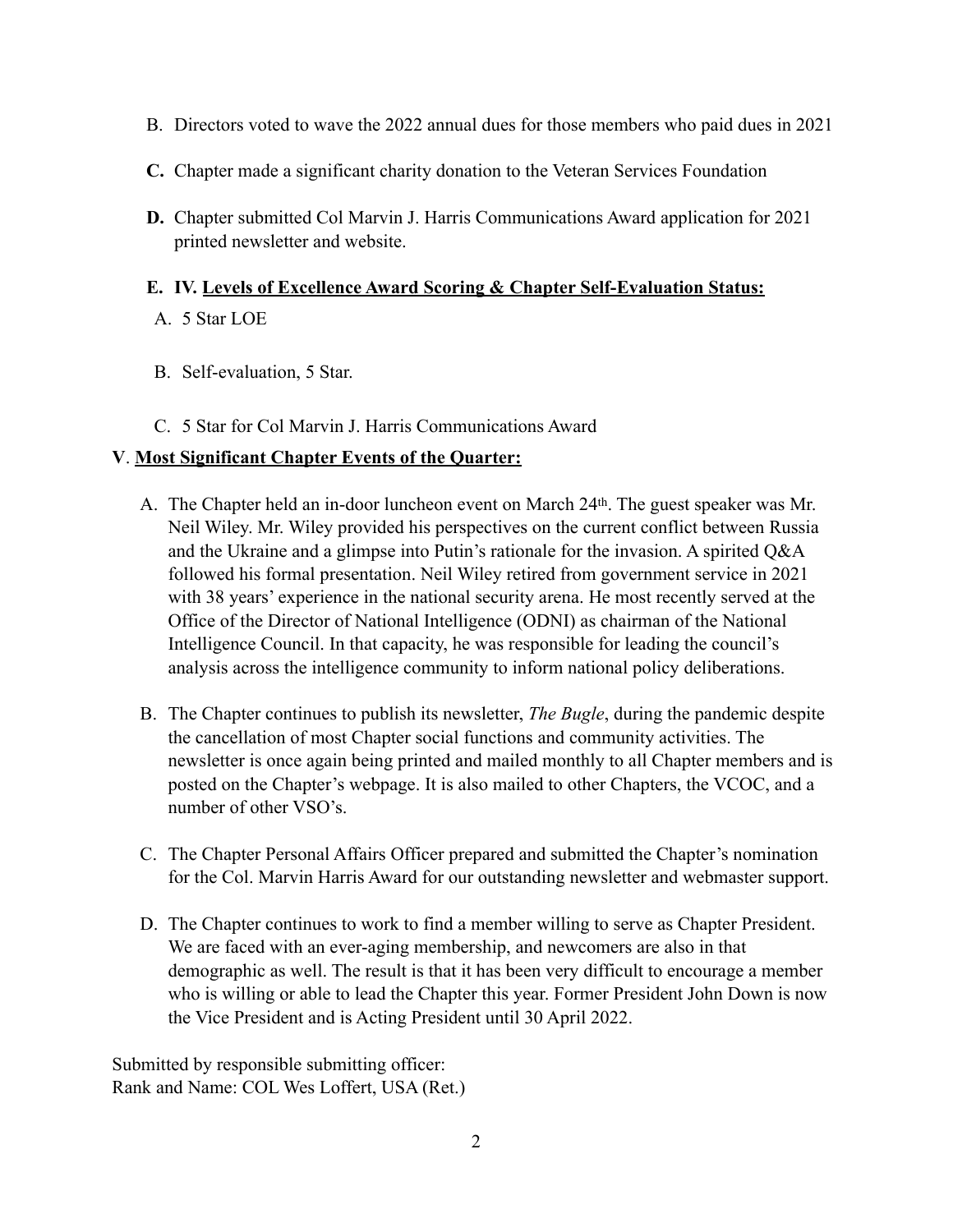B. Directors voted to wave the 2022 annual dues for those members who paid dues in 2021

**C.** Chapter made a significant charity donation to the Veteran Services Foundation

**D.** Chapter submitted Col Marvin J. Harris Communications Award application for 2021 printed newsletter and website.

**E. IV. <u>Levels of Excellence Award Scoring & Chapter Self-Evaluation Status:</u>**

A. 5 Star LOE

B. Self-evaluation, 5 Star.

C. 5 Star for Col Marvin J. Harris Communications Award

**V**. **<u>Most Significant Chapter Events of the Quarter:</u>**

A. The Chapter held an in-door luncheon event on March 24th. The guest speaker was Mr. Neil Wiley. Mr. Wiley provided his perspectives on the current conflict between Russia and the Ukraine and a glimpse into Putin's rationale for the invasion. A spirited Q&A followed his formal presentation. Neil Wiley retired from government service in 2021 with 38 years' experience in the national security arena. He most recently served at the Office of the Director of National Intelligence (ODNI) as chairman of the National Intelligence Council. In that capacity, he was responsible for leading the council's analysis across the intelligence community to inform national policy deliberations.

B. The Chapter continues to publish its newsletter, *The Bugle*, during the pandemic despite the cancellation of most Chapter social functions and community activities. The newsletter is once again being printed and mailed monthly to all Chapter members and is posted on the Chapter's webpage. It is also mailed to other Chapters, the VCOC, and a number of other VSO's.

C. The Chapter Personal Affairs Officer prepared and submitted the Chapter's nomination for the Col. Marvin Harris Award for our outstanding newsletter and webmaster support.

D. The Chapter continues to work to find a member willing to serve as Chapter President. We are faced with an ever-aging membership, and newcomers are also in that demographic as well. The result is that it has been very difficult to encourage a member who is willing or able to lead the Chapter this year. Former President John Down is now the Vice President and is Acting President until 30 April 2022.

Submitted by responsible submitting officer:
Rank and Name: COL Wes Loffert, USA (Ret.)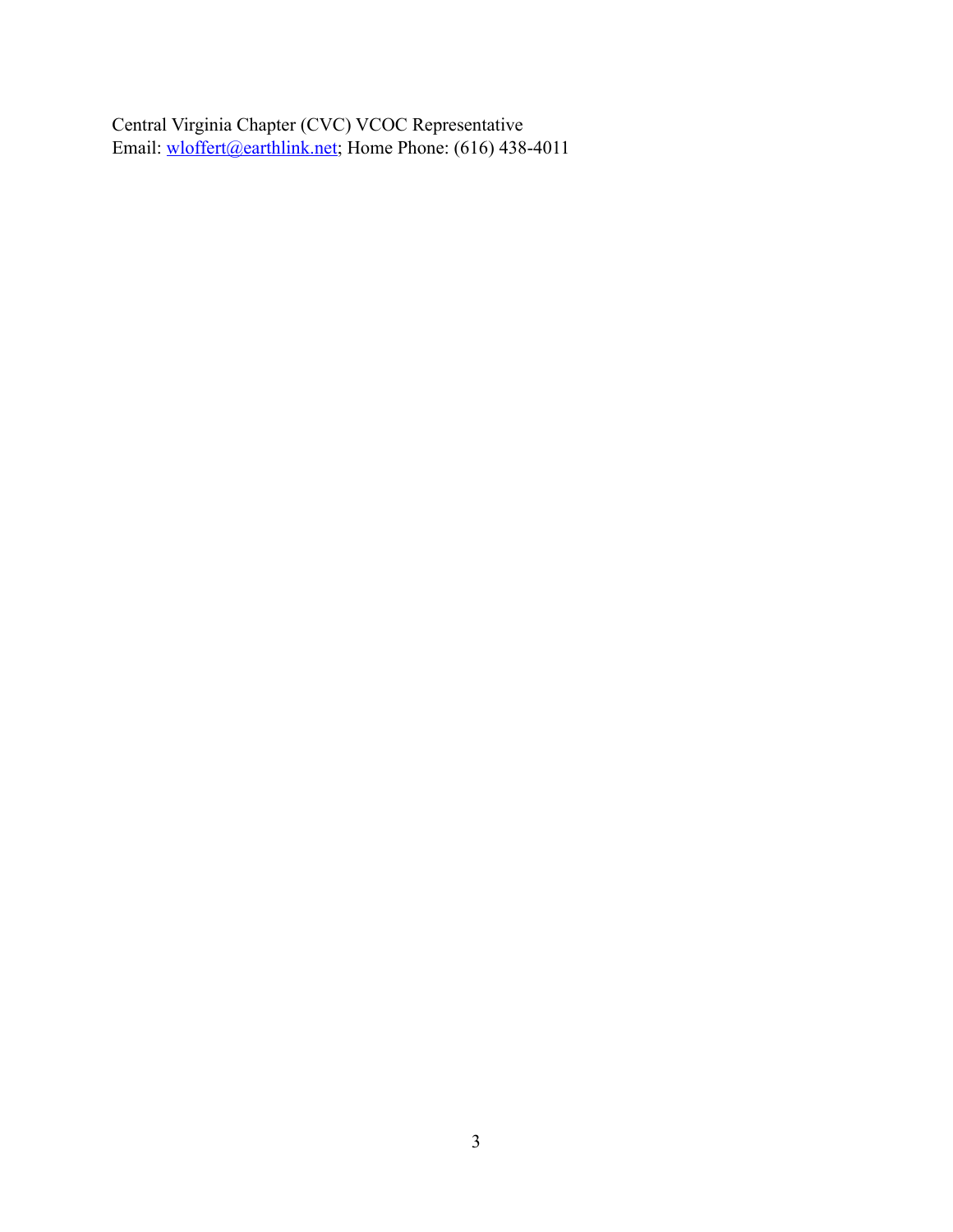Central Virginia Chapter (CVC) VCOC Representative
Email: wloffert@earthlink.net; Home Phone: (616) 438-4011